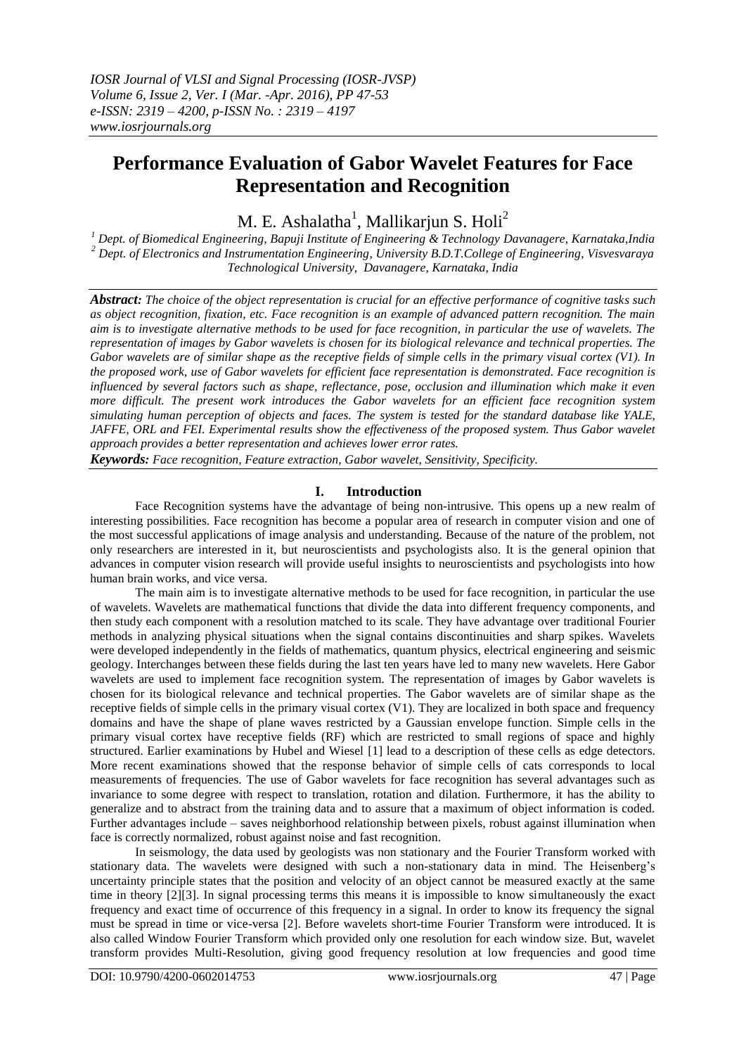# Performance Evaluation of Gabor Wavelet Features for Face Representation and Recognition

M. E. Ashalatha[1], Mallikarjun S. Holi[2]

[1] Dept. of Biomedical Engineering, Bapuji Institute of Engineering & Technology Davanagere, Karnataka,India
[2] Dept. of Electronics and Instrumentation Engineering, University B.D.T.College of Engineering, Visvesvaraya Technological University, Davanagere, Karnataka, India

***Abstract:*** *The choice of the object representation is crucial for an effective performance of cognitive tasks such as object recognition, fixation, etc. Face recognition is an example of advanced pattern recognition. The main aim is to investigate alternative methods to be used for face recognition, in particular the use of wavelets. The representation of images by Gabor wavelets is chosen for its biological relevance and technical properties. The Gabor wavelets are of similar shape as the receptive fields of simple cells in the primary visual cortex (V1). In the proposed work, use of Gabor wavelets for efficient face representation is demonstrated. Face recognition is influenced by several factors such as shape, reflectance, pose, occlusion and illumination which make it even more difficult. The present work introduces the Gabor wavelets for an efficient face recognition system simulating human perception of objects and faces. The system is tested for the standard database like YALE, JAFFE, ORL and FEI. Experimental results show the effectiveness of the proposed system. Thus Gabor wavelet approach provides a better representation and achieves lower error rates.*

***Keywords:*** *Face recognition, Feature extraction, Gabor wavelet, Sensitivity, Specificity.*

## I. Introduction

Face Recognition systems have the advantage of being non-intrusive. This opens up a new realm of interesting possibilities. Face recognition has become a popular area of research in computer vision and one of the most successful applications of image analysis and understanding. Because of the nature of the problem, not only researchers are interested in it, but neuroscientists and psychologists also. It is the general opinion that advances in computer vision research will provide useful insights to neuroscientists and psychologists into how human brain works, and vice versa.

The main aim is to investigate alternative methods to be used for face recognition, in particular the use of wavelets. Wavelets are mathematical functions that divide the data into different frequency components, and then study each component with a resolution matched to its scale. They have advantage over traditional Fourier methods in analyzing physical situations when the signal contains discontinuities and sharp spikes. Wavelets were developed independently in the fields of mathematics, quantum physics, electrical engineering and seismic geology. Interchanges between these fields during the last ten years have led to many new wavelets. Here Gabor wavelets are used to implement face recognition system. The representation of images by Gabor wavelets is chosen for its biological relevance and technical properties. The Gabor wavelets are of similar shape as the receptive fields of simple cells in the primary visual cortex (V1). They are localized in both space and frequency domains and have the shape of plane waves restricted by a Gaussian envelope function. Simple cells in the primary visual cortex have receptive fields (RF) which are restricted to small regions of space and highly structured. Earlier examinations by Hubel and Wiesel [1] lead to a description of these cells as edge detectors. More recent examinations showed that the response behavior of simple cells of cats corresponds to local measurements of frequencies. The use of Gabor wavelets for face recognition has several advantages such as invariance to some degree with respect to translation, rotation and dilation. Furthermore, it has the ability to generalize and to abstract from the training data and to assure that a maximum of object information is coded. Further advantages include – saves neighborhood relationship between pixels, robust against illumination when face is correctly normalized, robust against noise and fast recognition.

In seismology, the data used by geologists was non stationary and the Fourier Transform worked with stationary data. The wavelets were designed with such a non-stationary data in mind. The Heisenberg's uncertainty principle states that the position and velocity of an object cannot be measured exactly at the same time in theory [2][3]. In signal processing terms this means it is impossible to know simultaneously the exact frequency and exact time of occurrence of this frequency in a signal. In order to know its frequency the signal must be spread in time or vice-versa [2]. Before wavelets short-time Fourier Transform were introduced. It is also called Window Fourier Transform which provided only one resolution for each window size. But, wavelet transform provides Multi-Resolution, giving good frequency resolution at low frequencies and good time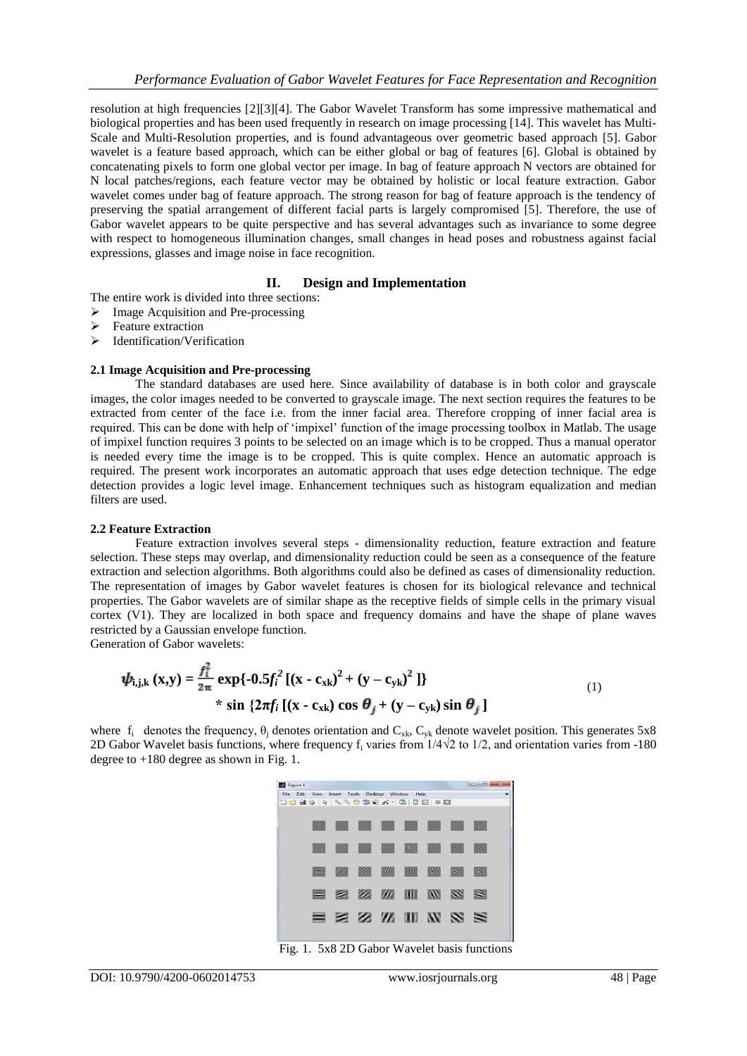resolution at high frequencies [2][3][4]. The Gabor Wavelet Transform has some impressive mathematical and biological properties and has been used frequently in research on image processing [14]. This wavelet has Multi-Scale and Multi-Resolution properties, and is found advantageous over geometric based approach [5]. Gabor wavelet is a feature based approach, which can be either global or bag of features [6]. Global is obtained by concatenating pixels to form one global vector per image. In bag of feature approach N vectors are obtained for N local patches/regions, each feature vector may be obtained by holistic or local feature extraction. Gabor wavelet comes under bag of feature approach. The strong reason for bag of feature approach is the tendency of preserving the spatial arrangement of different facial parts is largely compromised [5]. Therefore, the use of Gabor wavelet appears to be quite perspective and has several advantages such as invariance to some degree with respect to homogeneous illumination changes, small changes in head poses and robustness against facial expressions, glasses and image noise in face recognition.

## II. Design and Implementation

The entire work is divided into three sections:

- Image Acquisition and Pre-processing
- Feature extraction
- Identification/Verification

### 2.1 Image Acquisition and Pre-processing

The standard databases are used here. Since availability of database is in both color and grayscale images, the color images needed to be converted to grayscale image. The next section requires the features to be extracted from center of the face i.e. from the inner facial area. Therefore cropping of inner facial area is required. This can be done with help of 'impixel' function of the image processing toolbox in Matlab. The usage of impixel function requires 3 points to be selected on an image which is to be cropped. Thus a manual operator is needed every time the image is to be cropped. This is quite complex. Hence an automatic approach is required. The present work incorporates an automatic approach that uses edge detection technique. The edge detection provides a logic level image. Enhancement techniques such as histogram equalization and median filters are used.

### 2.2 Feature Extraction

Feature extraction involves several steps - dimensionality reduction, feature extraction and feature selection. These steps may overlap, and dimensionality reduction could be seen as a consequence of the feature extraction and selection algorithms. Both algorithms could also be defined as cases of dimensionality reduction. The representation of images by Gabor wavelet features is chosen for its biological relevance and technical properties. The Gabor wavelets are of similar shape as the receptive fields of simple cells in the primary visual cortex (V1). They are localized in both space and frequency domains and have the shape of plane waves restricted by a Gaussian envelope function.

Generation of Gabor wavelets:

$$\psi_{i,j,k}(x,y) = \frac{f_i^2}{2\pi} \exp\{-0.5 f_i^2 [(x - c_{xk})^2 + (y - c_{yk})^2 ]\} * \sin\{2\pi f_i [(x - c_{xk}) \cos\theta_j + (y - c_{yk}) \sin\theta_j ]\} \tag{1}$$

where $f_i$ denotes the frequency, $\theta_j$ denotes orientation and $C_{xk}$, $C_{yk}$ denote wavelet position. This generates 5x8 2D Gabor Wavelet basis functions, where frequency $f_i$ varies from $1/4\sqrt{2}$ to $1/2$, and orientation varies from -180 degree to +180 degree as shown in Fig. 1.

Fig. 1. 5x8 2D Gabor Wavelet basis functions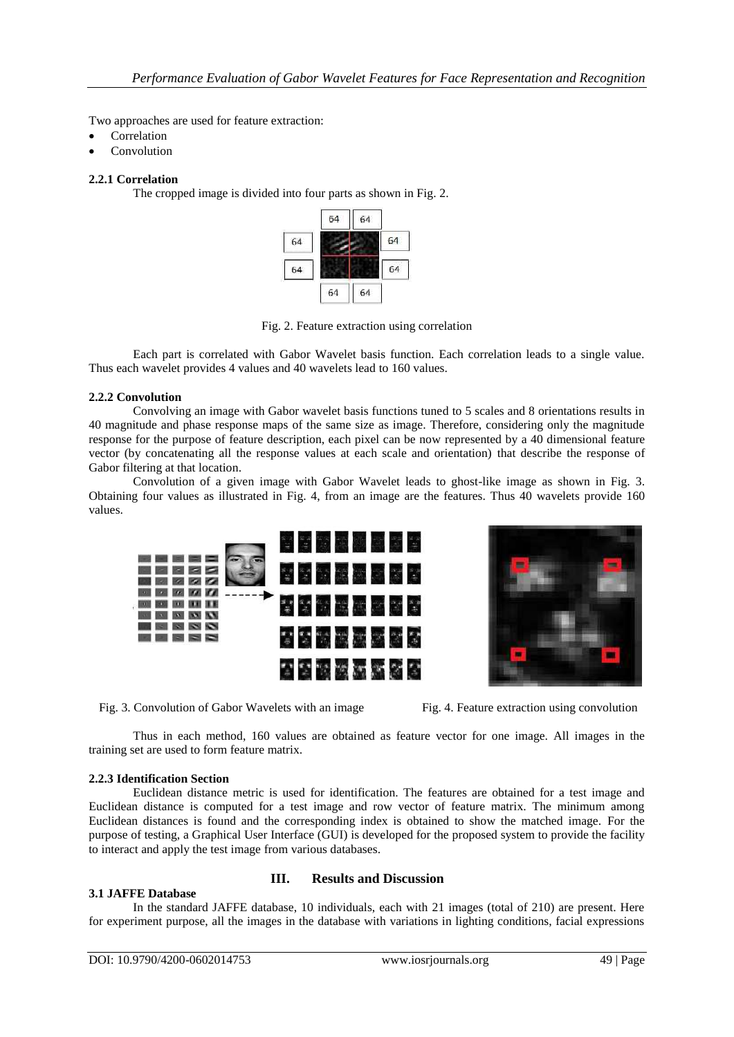Two approaches are used for feature extraction:

- Correlation
- Convolution

### 2.2.1 Correlation

The cropped image is divided into four parts as shown in Fig. 2.

Fig. 2. Feature extraction using correlation

Each part is correlated with Gabor Wavelet basis function. Each correlation leads to a single value. Thus each wavelet provides 4 values and 40 wavelets lead to 160 values.

### 2.2.2 Convolution

Convolving an image with Gabor wavelet basis functions tuned to 5 scales and 8 orientations results in 40 magnitude and phase response maps of the same size as image. Therefore, considering only the magnitude response for the purpose of feature description, each pixel can be now represented by a 40 dimensional feature vector (by concatenating all the response values at each scale and orientation) that describe the response of Gabor filtering at that location.

Convolution of a given image with Gabor Wavelet leads to ghost-like image as shown in Fig. 3. Obtaining four values as illustrated in Fig. 4, from an image are the features. Thus 40 wavelets provide 160 values.

Fig. 3. Convolution of Gabor Wavelets with an image

Fig. 4. Feature extraction using convolution

Thus in each method, 160 values are obtained as feature vector for one image. All images in the training set are used to form feature matrix.

### 2.2.3 Identification Section

Euclidean distance metric is used for identification. The features are obtained for a test image and Euclidean distance is computed for a test image and row vector of feature matrix. The minimum among Euclidean distances is found and the corresponding index is obtained to show the matched image. For the purpose of testing, a Graphical User Interface (GUI) is developed for the proposed system to provide the facility to interact and apply the test image from various databases.

## III. Results and Discussion

### 3.1 JAFFE Database

In the standard JAFFE database, 10 individuals, each with 21 images (total of 210) are present. Here for experiment purpose, all the images in the database with variations in lighting conditions, facial expressions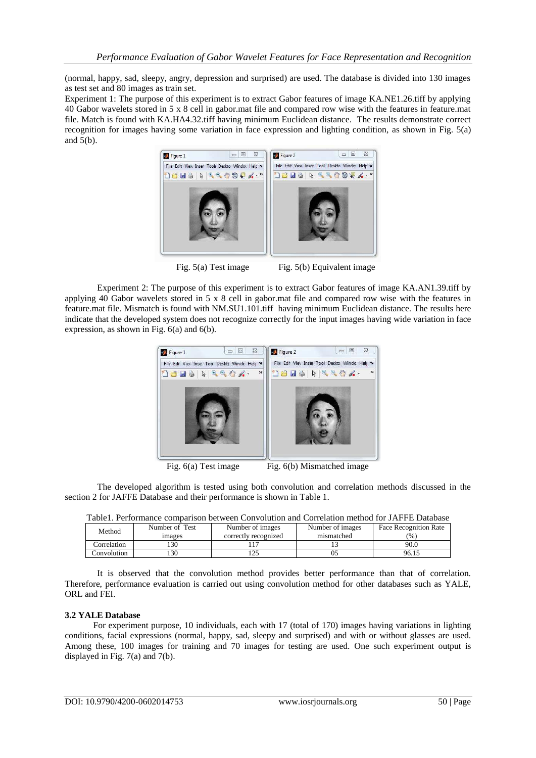(normal, happy, sad, sleepy, angry, depression and surprised) are used. The database is divided into 130 images as test set and 80 images as train set.

Experiment 1: The purpose of this experiment is to extract Gabor features of image KA.NE1.26.tiff by applying 40 Gabor wavelets stored in 5 x 8 cell in gabor.mat file and compared row wise with the features in feature.mat file. Match is found with KA.HA4.32.tiff having minimum Euclidean distance. The results demonstrate correct recognition for images having some variation in face expression and lighting condition, as shown in Fig. 5(a) and 5(b).

Fig. 5(a) Test image Fig. 5(b) Equivalent image

Experiment 2: The purpose of this experiment is to extract Gabor features of image KA.AN1.39.tiff by applying 40 Gabor wavelets stored in 5 x 8 cell in gabor.mat file and compared row wise with the features in feature.mat file. Mismatch is found with NM.SU1.101.tiff having minimum Euclidean distance. The results here indicate that the developed system does not recognize correctly for the input images having wide variation in face expression, as shown in Fig. 6(a) and 6(b).

Fig. 6(a) Test image Fig. 6(b) Mismatched image

The developed algorithm is tested using both convolution and correlation methods discussed in the section 2 for JAFFE Database and their performance is shown in Table 1.

Table1. Performance comparison between Convolution and Correlation method for JAFFE Database

| Method | Number of Test images | Number of images correctly recognized | Number of images mismatched | Face Recognition Rate (%) |
|---|---|---|---|---|
| Correlation | 130 | 117 | 13 | 90.0 |
| Convolution | 130 | 125 | 05 | 96.15 |

It is observed that the convolution method provides better performance than that of correlation. Therefore, performance evaluation is carried out using convolution method for other databases such as YALE, ORL and FEI.

### 3.2 YALE Database

For experiment purpose, 10 individuals, each with 17 (total of 170) images having variations in lighting conditions, facial expressions (normal, happy, sad, sleepy and surprised) and with or without glasses are used. Among these, 100 images for training and 70 images for testing are used. One such experiment output is displayed in Fig. 7(a) and 7(b).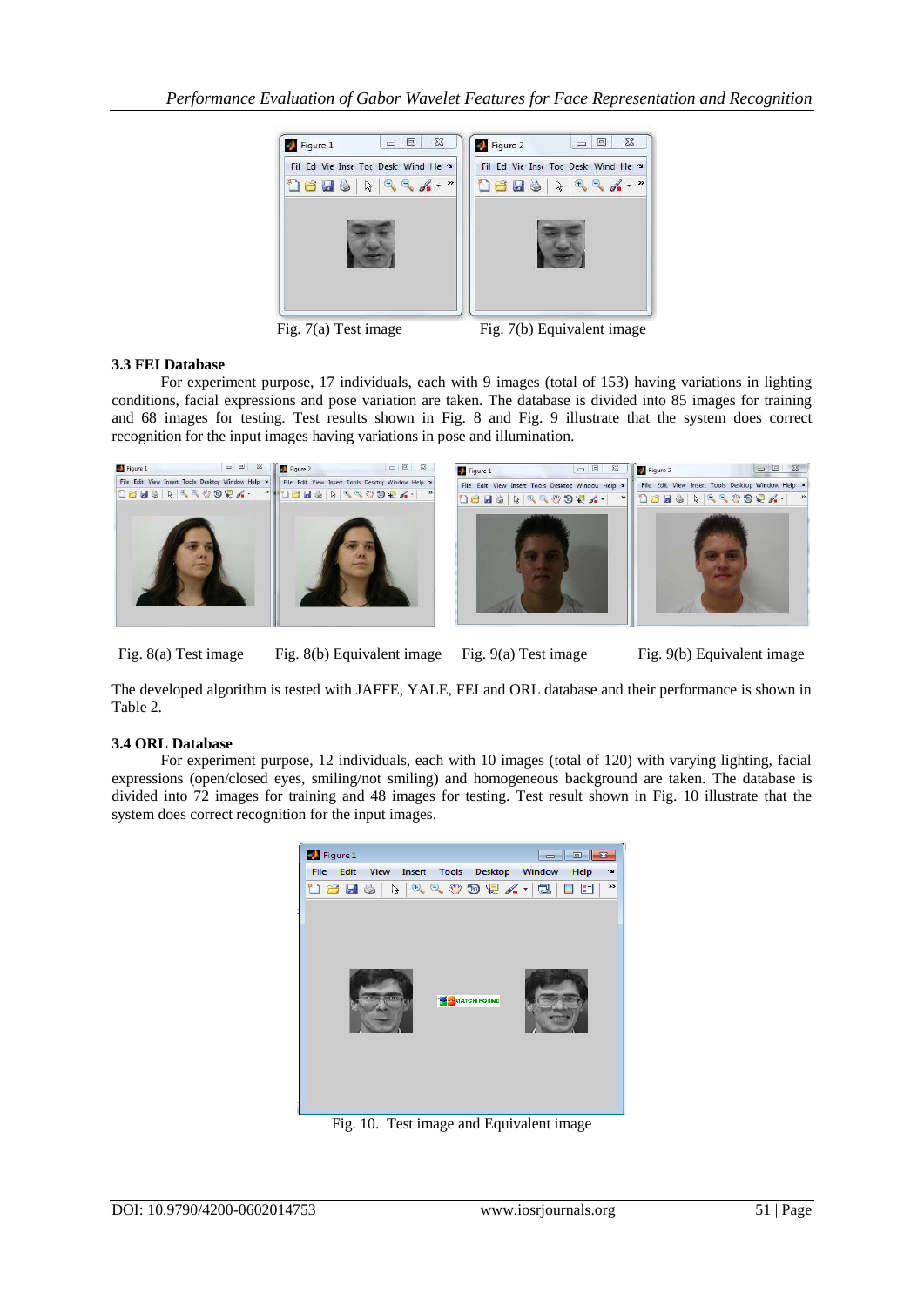Fig. 7(a) Test image　　　　Fig. 7(b) Equivalent image

### 3.3 FEI Database

For experiment purpose, 17 individuals, each with 9 images (total of 153) having variations in lighting conditions, facial expressions and pose variation are taken. The database is divided into 85 images for training and 68 images for testing. Test results shown in Fig. 8 and Fig. 9 illustrate that the system does correct recognition for the input images having variations in pose and illumination.

Fig. 8(a) Test image　　Fig. 8(b) Equivalent image　　Fig. 9(a) Test image　　Fig. 9(b) Equivalent image

The developed algorithm is tested with JAFFE, YALE, FEI and ORL database and their performance is shown in Table 2.

### 3.4 ORL Database

For experiment purpose, 12 individuals, each with 10 images (total of 120) with varying lighting, facial expressions (open/closed eyes, smiling/not smiling) and homogeneous background are taken. The database is divided into 72 images for training and 48 images for testing. Test result shown in Fig. 10 illustrate that the system does correct recognition for the input images.

Fig. 10. Test image and Equivalent image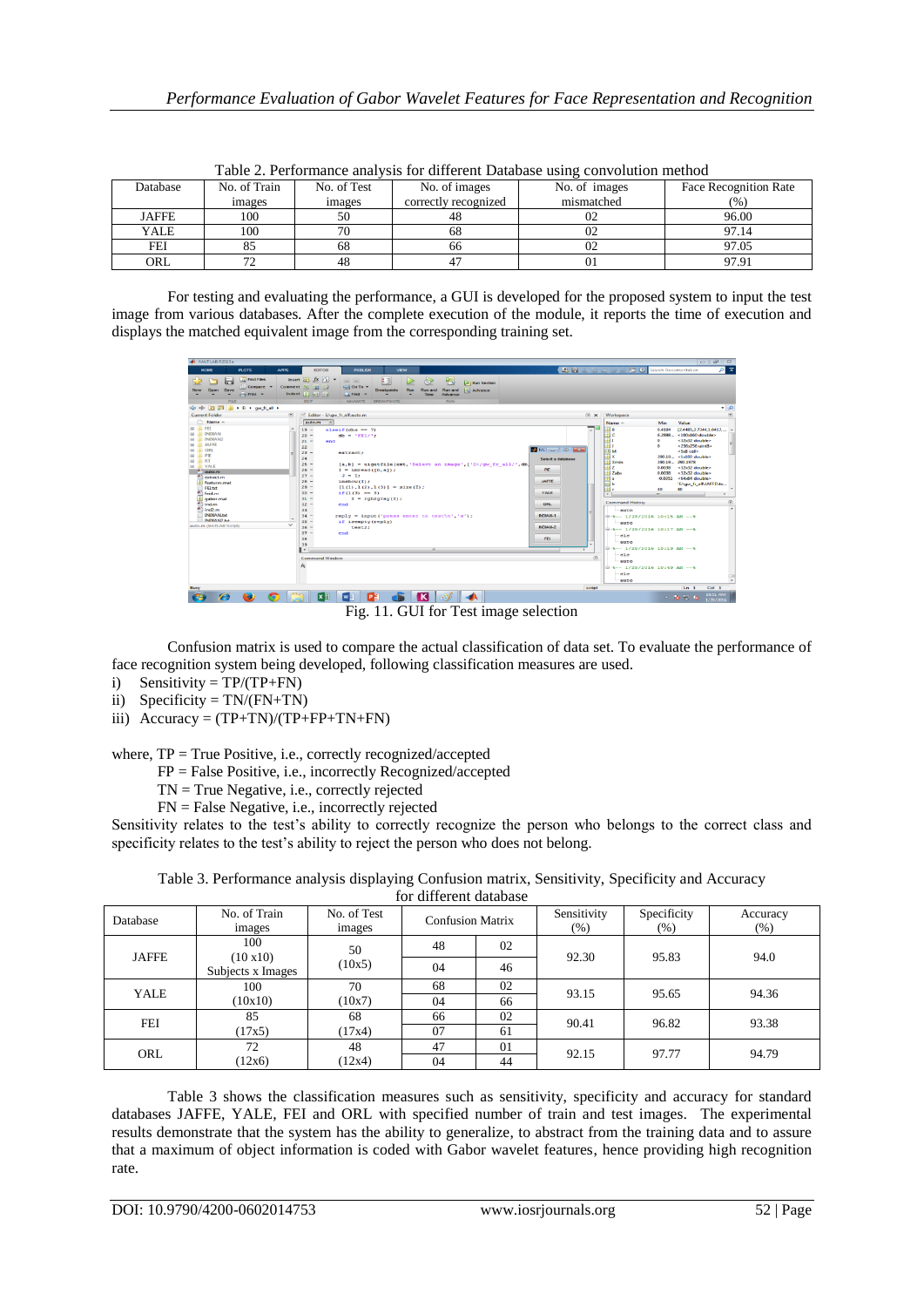Table 2. Performance analysis for different Database using convolution method

| Database | No. of Train images | No. of Test images | No. of images correctly recognized | No. of images mismatched | Face Recognition Rate (%) |
|---|---|---|---|---|---|
| JAFFE | 100 | 50 | 48 | 02 | 96.00 |
| YALE | 100 | 70 | 68 | 02 | 97.14 |
| FEI | 85 | 68 | 66 | 02 | 97.05 |
| ORL | 72 | 48 | 47 | 01 | 97.91 |

For testing and evaluating the performance, a GUI is developed for the proposed system to input the test image from various databases. After the complete execution of the module, it reports the time of execution and displays the matched equivalent image from the corresponding training set.

Fig. 11. GUI for Test image selection

Confusion matrix is used to compare the actual classification of data set. To evaluate the performance of face recognition system being developed, following classification measures are used.

i) Sensitivity = TP/(TP+FN)
ii) Specificity = TN/(FN+TN)
iii) Accuracy = (TP+TN)/(TP+FP+TN+FN)

where, TP = True Positive, i.e., correctly recognized/accepted
FP = False Positive, i.e., incorrectly Recognized/accepted
TN = True Negative, i.e., correctly rejected
FN = False Negative, i.e., incorrectly rejected

Sensitivity relates to the test's ability to correctly recognize the person who belongs to the correct class and specificity relates to the test's ability to reject the person who does not belong.

Table 3. Performance analysis displaying Confusion matrix, Sensitivity, Specificity and Accuracy for different database

| Database | No. of Train images | No. of Test images | Confusion Matrix | | Sensitivity (%) | Specificity (%) | Accuracy (%) |
|---|---|---|---|---|---|---|---|
| JAFFE | 100 (10 x10) Subjects x Images | 50 (10x5) | 48 | 02 | 92.30 | 95.83 | 94.0 |
| | | | 04 | 46 | | | |
| YALE | 100 (10x10) | 70 (10x7) | 68 | 02 | 93.15 | 95.65 | 94.36 |
| | | | 04 | 66 | | | |
| FEI | 85 (17x5) | 68 (17x4) | 66 | 02 | 90.41 | 96.82 | 93.38 |
| | | | 07 | 61 | | | |
| ORL | 72 (12x6) | 48 (12x4) | 47 | 01 | 92.15 | 97.77 | 94.79 |
| | | | 04 | 44 | | | |

Table 3 shows the classification measures such as sensitivity, specificity and accuracy for standard databases JAFFE, YALE, FEI and ORL with specified number of train and test images. The experimental results demonstrate that the system has the ability to generalize, to abstract from the training data and to assure that a maximum of object information is coded with Gabor wavelet features, hence providing high recognition rate.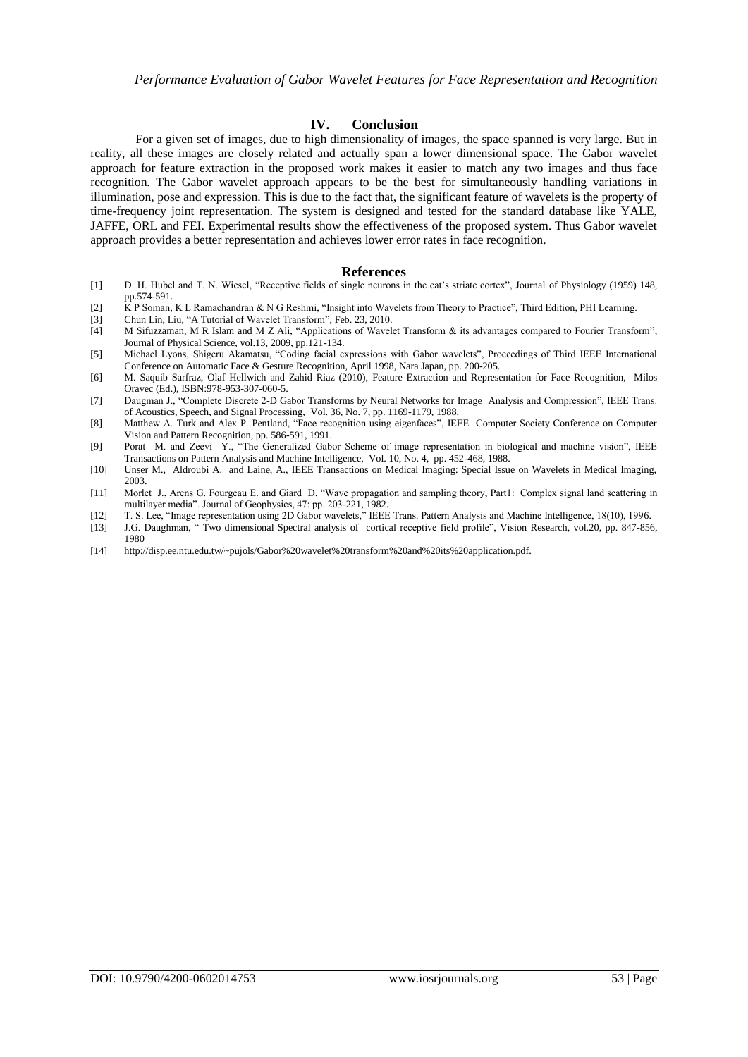## IV. Conclusion

For a given set of images, due to high dimensionality of images, the space spanned is very large. But in reality, all these images are closely related and actually span a lower dimensional space. The Gabor wavelet approach for feature extraction in the proposed work makes it easier to match any two images and thus face recognition. The Gabor wavelet approach appears to be the best for simultaneously handling variations in illumination, pose and expression. This is due to the fact that, the significant feature of wavelets is the property of time-frequency joint representation. The system is designed and tested for the standard database like YALE, JAFFE, ORL and FEI. Experimental results show the effectiveness of the proposed system. Thus Gabor wavelet approach provides a better representation and achieves lower error rates in face recognition.

## References

[1] D. H. Hubel and T. N. Wiesel, "Receptive fields of single neurons in the cat's striate cortex", Journal of Physiology (1959) 148, pp.574-591.

[2] K P Soman, K L Ramachandran & N G Reshmi, "Insight into Wavelets from Theory to Practice", Third Edition, PHI Learning.

[3] Chun Lin, Liu, "A Tutorial of Wavelet Transform", Feb. 23, 2010.

[4] M Sifuzzaman, M R Islam and M Z Ali, "Applications of Wavelet Transform & its advantages compared to Fourier Transform", Journal of Physical Science, vol.13, 2009, pp.121-134.

[5] Michael Lyons, Shigeru Akamatsu, "Coding facial expressions with Gabor wavelets", Proceedings of Third IEEE International Conference on Automatic Face & Gesture Recognition, April 1998, Nara Japan, pp. 200-205.

[6] M. Saquib Sarfraz, Olaf Hellwich and Zahid Riaz (2010), Feature Extraction and Representation for Face Recognition, Milos Oravec (Ed.), ISBN:978-953-307-060-5.

[7] Daugman J., "Complete Discrete 2-D Gabor Transforms by Neural Networks for Image Analysis and Compression", IEEE Trans. of Acoustics, Speech, and Signal Processing, Vol. 36, No. 7, pp. 1169-1179, 1988.

[8] Matthew A. Turk and Alex P. Pentland, "Face recognition using eigenfaces", IEEE Computer Society Conference on Computer Vision and Pattern Recognition, pp. 586-591, 1991.

[9] Porat M. and Zeevi Y., "The Generalized Gabor Scheme of image representation in biological and machine vision", IEEE Transactions on Pattern Analysis and Machine Intelligence, Vol. 10, No. 4, pp. 452-468, 1988.

[10] Unser M., Aldroubi A. and Laine, A., IEEE Transactions on Medical Imaging: Special Issue on Wavelets in Medical Imaging, 2003.

[11] Morlet J., Arens G. Fourgeau E. and Giard D. "Wave propagation and sampling theory, Part1: Complex signal land scattering in multilayer media". Journal of Geophysics, 47: pp. 203-221, 1982.

[12] T. S. Lee, "Image representation using 2D Gabor wavelets," IEEE Trans. Pattern Analysis and Machine Intelligence, 18(10), 1996.

[13] J.G. Daughman, " Two dimensional Spectral analysis of cortical receptive field profile", Vision Research, vol.20, pp. 847-856, 1980

[14] http://disp.ee.ntu.edu.tw/~pujols/Gabor%20wavelet%20transform%20and%20its%20application.pdf.